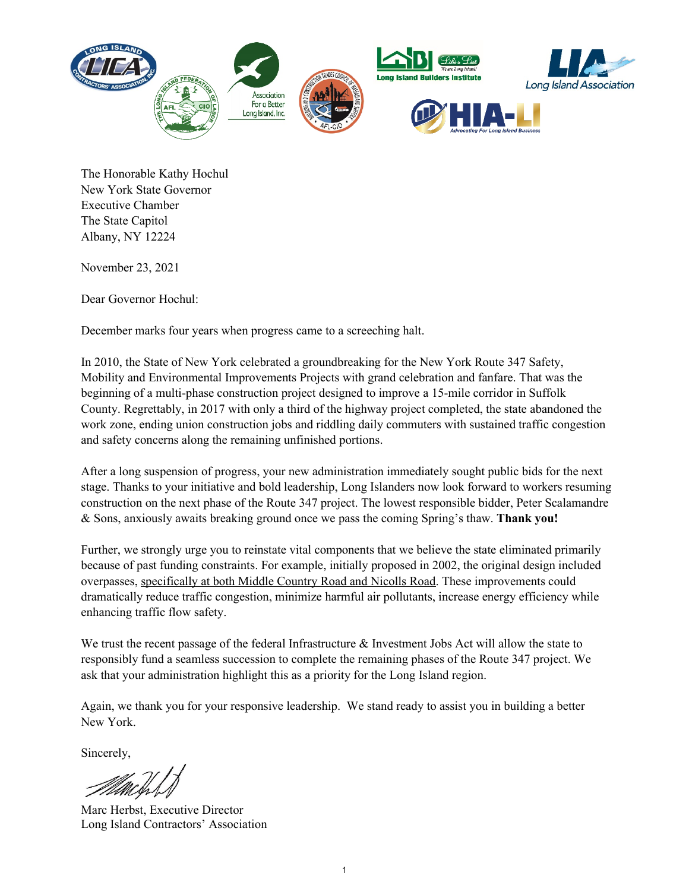The Honorable Kathy Hochul
New York State Governor
Executive Chamber
The State Capitol
Albany, NY 12224

November 23, 2021

Dear Governor Hochul:

December marks four years when progress came to a screeching halt.

In 2010, the State of New York celebrated a groundbreaking for the New York Route 347 Safety, Mobility and Environmental Improvements Projects with grand celebration and fanfare. That was the beginning of a multi-phase construction project designed to improve a 15-mile corridor in Suffolk County. Regrettably, in 2017 with only a third of the highway project completed, the state abandoned the work zone, ending union construction jobs and riddling daily commuters with sustained traffic congestion and safety concerns along the remaining unfinished portions.

After a long suspension of progress, your new administration immediately sought public bids for the next stage. Thanks to your initiative and bold leadership, Long Islanders now look forward to workers resuming construction on the next phase of the Route 347 project. The lowest responsible bidder, Peter Scalamandre & Sons, anxiously awaits breaking ground once we pass the coming Spring's thaw. **Thank you!**

Further, we strongly urge you to reinstate vital components that we believe the state eliminated primarily because of past funding constraints. For example, initially proposed in 2002, the original design included overpasses, specifically at both Middle Country Road and Nicolls Road. These improvements could dramatically reduce traffic congestion, minimize harmful air pollutants, increase energy efficiency while enhancing traffic flow safety.

We trust the recent passage of the federal Infrastructure & Investment Jobs Act will allow the state to responsibly fund a seamless succession to complete the remaining phases of the Route 347 project. We ask that your administration highlight this as a priority for the Long Island region.

Again, we thank you for your responsive leadership. We stand ready to assist you in building a better New York.

Sincerely,

Marc Herbst, Executive Director
Long Island Contractors' Association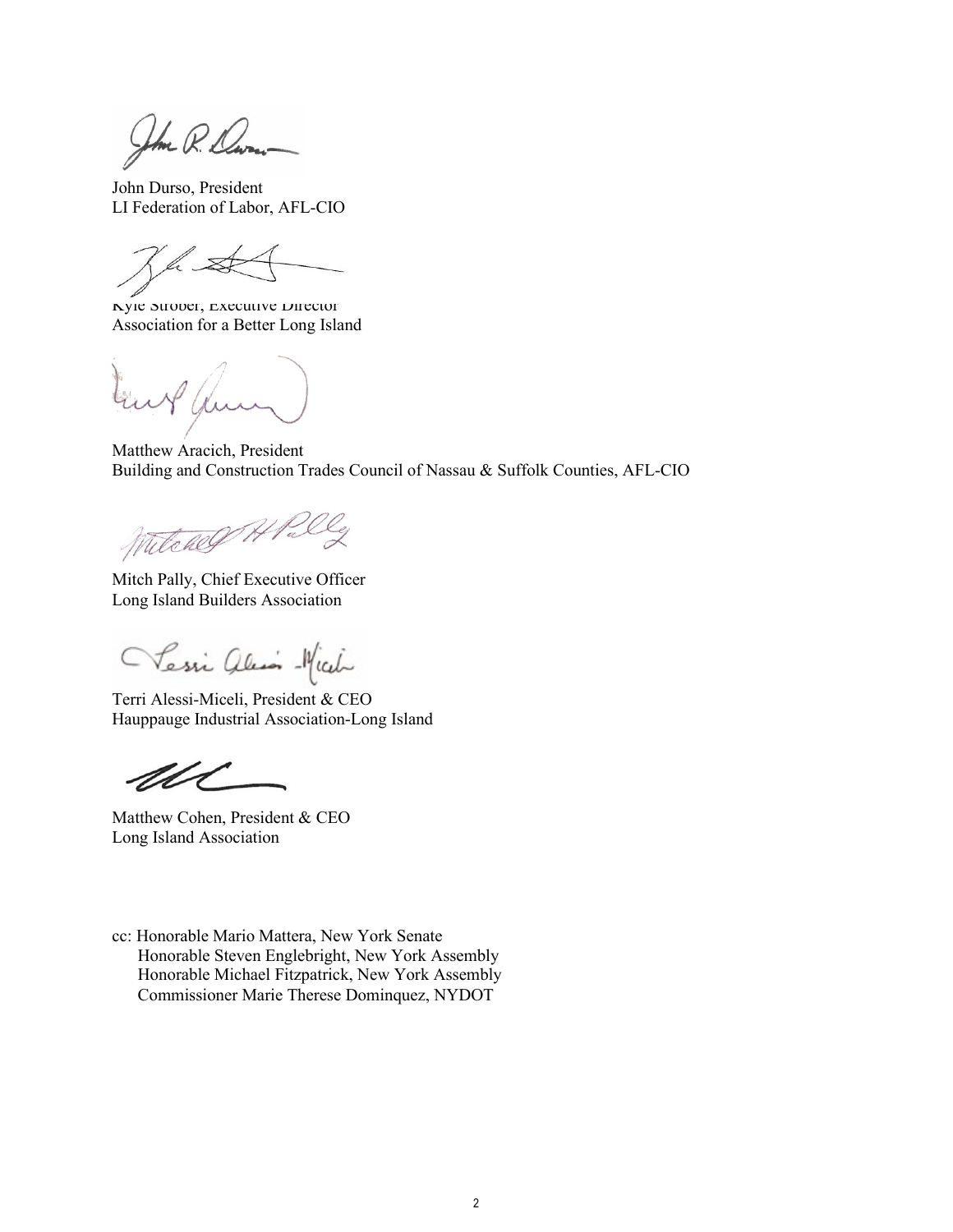John Durso, President  
LI Federation of Labor, AFL-CIO

Kyle Strober, Executive Director  
Association for a Better Long Island

Matthew Aracich, President  
Building and Construction Trades Council of Nassau & Suffolk Counties, AFL-CIO

Mitch Pally, Chief Executive Officer  
Long Island Builders Association

Terri Alessi-Miceli, President & CEO  
Hauppauge Industrial Association-Long Island

Matthew Cohen, President & CEO  
Long Island Association

cc: Honorable Mario Mattera, New York Senate  
Honorable Steven Englebright, New York Assembly  
Honorable Michael Fitzpatrick, New York Assembly  
Commissioner Marie Therese Dominquez, NYDOT